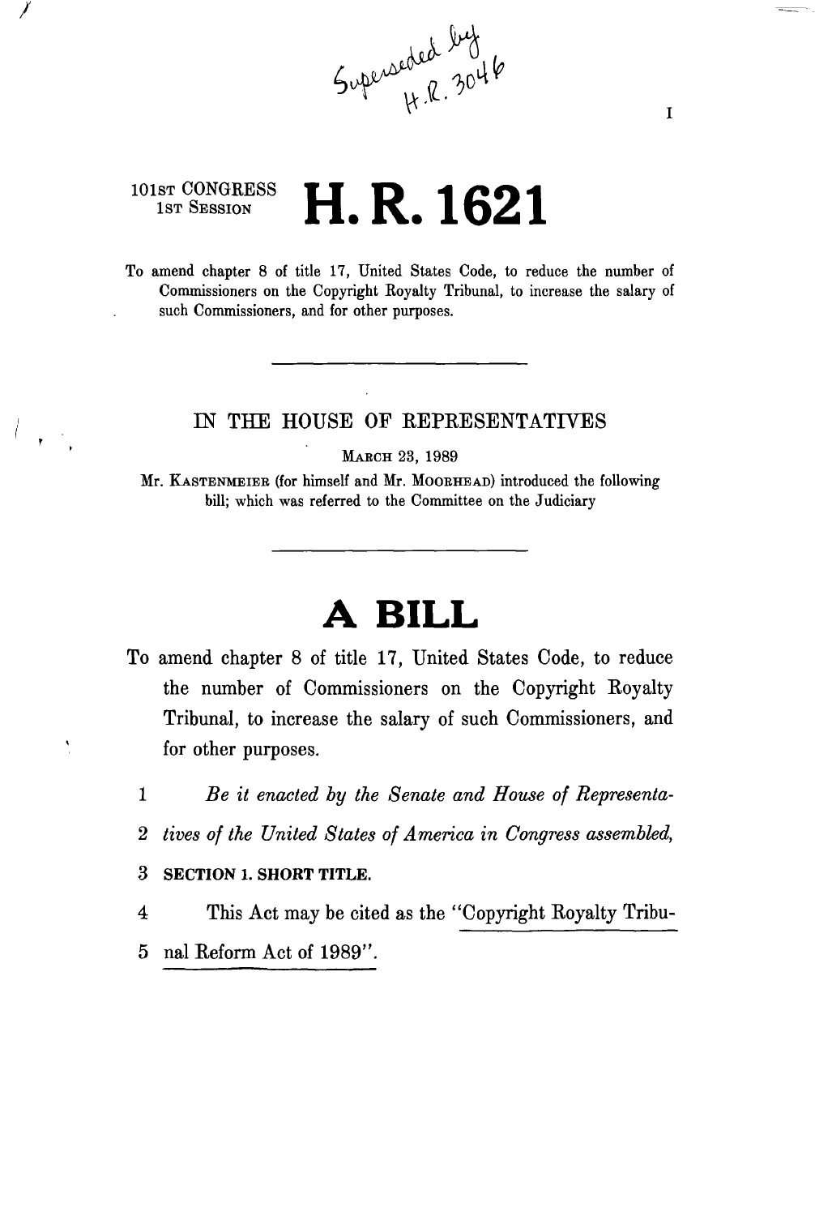Superseded by H.R. 3046

I

101ST CONGRESS
1ST SESSION

# H. R. 1621

To amend chapter 8 of title 17, United States Code, to reduce the number of Commissioners on the Copyright Royalty Tribunal, to increase the salary of such Commissioners, and for other purposes.

---

IN THE HOUSE OF REPRESENTATIVES

MARCH 23, 1989

Mr. KASTENMEIER (for himself and Mr. MOORHEAD) introduced the following bill; which was referred to the Committee on the Judiciary

---

# A BILL

To amend chapter 8 of title 17, United States Code, to reduce the number of Commissioners on the Copyright Royalty Tribunal, to increase the salary of such Commissioners, and for other purposes.

1 *Be it enacted by the Senate and House of Representa-*
2 *tives of the United States of America in Congress assembled,*
3 **SECTION 1. SHORT TITLE.**
4 This Act may be cited as the "Copyright Royalty Tribu-
5 nal Reform Act of 1989".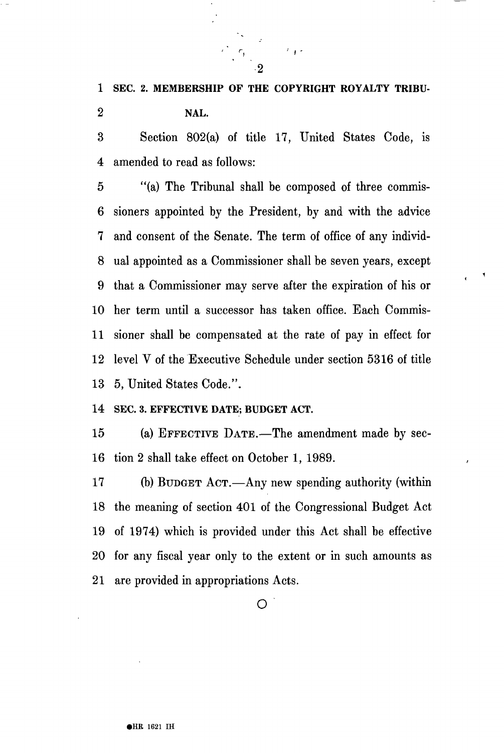SEC. 2. MEMBERSHIP OF THE COPYRIGHT ROYALTY TRIBUNAL.

Section 802(a) of title 17, United States Code, is amended to read as follows:

"(a) The Tribunal shall be composed of three commissioners appointed by the President, by and with the advice and consent of the Senate. The term of office of any individual appointed as a Commissioner shall be seven years, except that a Commissioner may serve after the expiration of his or her term until a successor has taken office. Each Commissioner shall be compensated at the rate of pay in effect for level V of the Executive Schedule under section 5316 of title 5, United States Code.".

SEC. 3. EFFECTIVE DATE; BUDGET ACT.

(a) EFFECTIVE DATE.—The amendment made by section 2 shall take effect on October 1, 1989.

(b) BUDGET ACT.—Any new spending authority (within the meaning of section 401 of the Congressional Budget Act of 1974) which is provided under this Act shall be effective for any fiscal year only to the extent or in such amounts as are provided in appropriations Acts.

O

•HR 1621 IH